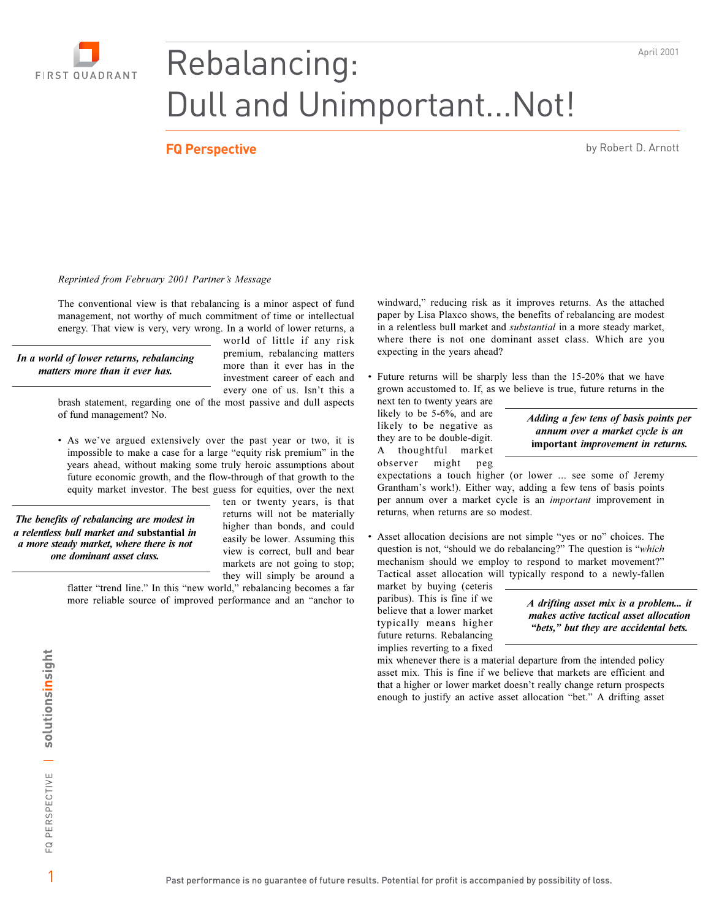# Rebalancing: Dull and Unimportant...Not!

April 2001

**FQ Perspective**

by Robert D. Arnott

*Reprinted from February 2001 Partner's Message*

The conventional view is that rebalancing is a minor aspect of fund management, not worthy of much commitment of time or intellectual energy. That view is very, very wrong. In a world of lower returns, a world of little if any risk premium, rebalancing matters more than it ever has in the investment career of each and every one of us. Isn't this a brash statement, regarding one of the most passive and dull aspects of fund management? No.

> ***In a world of lower returns, rebalancing matters more than it ever has.***

- As we've argued extensively over the past year or two, it is impossible to make a case for a large "equity risk premium" in the years ahead, without making some truly heroic assumptions about future economic growth, and the flow-through of that growth to the equity market investor. The best guess for equities, over the next ten or twenty years, is that returns will not be materially higher than bonds, and could easily be lower. Assuming this view is correct, bull and bear markets are not going to stop; they will simply be around a flatter "trend line." In this "new world," rebalancing becomes a far more reliable source of improved performance and an "anchor to windward," reducing risk as it improves returns. As the attached paper by Lisa Plaxco shows, the benefits of rebalancing are modest in a relentless bull market and *substantial* in a more steady market, where there is not one dominant asset class. Which are you expecting in the years ahead?

> ***The benefits of rebalancing are modest in a relentless bull market and* substantial *in a more steady market, where there is not one dominant asset class.***

- Future returns will be sharply less than the 15-20% that we have grown accustomed to. If, as we believe is true, future returns in the next ten to twenty years are likely to be 5-6%, and are likely to be negative as they are to be double-digit. A thoughtful market observer might peg expectations a touch higher (or lower ... see some of Jeremy Grantham's work!). Either way, adding a few tens of basis points per annum over a market cycle is an *important* improvement in returns, when returns are so modest.

> ***Adding a few tens of basis points per annum over a market cycle is an* important *improvement in returns.***

- Asset allocation decisions are not simple "yes or no" choices. The question is not, "should we do rebalancing?" The question is "*which* mechanism should we employ to respond to market movement?" Tactical asset allocation will typically respond to a newly-fallen market by buying (ceteris paribus). This is fine if we believe that a lower market typically means higher future returns. Rebalancing implies reverting to a fixed mix whenever there is a material departure from the intended policy asset mix. This is fine if we believe that markets are efficient and that a higher or lower market doesn't really change return prospects enough to justify an active asset allocation "bet." A drifting asset

> ***A drifting asset mix is a problem... it makes active tactical asset allocation "bets," but they are accidental bets.***

Past performance is no guarantee of future results. Potential for profit is accompanied by possibility of loss.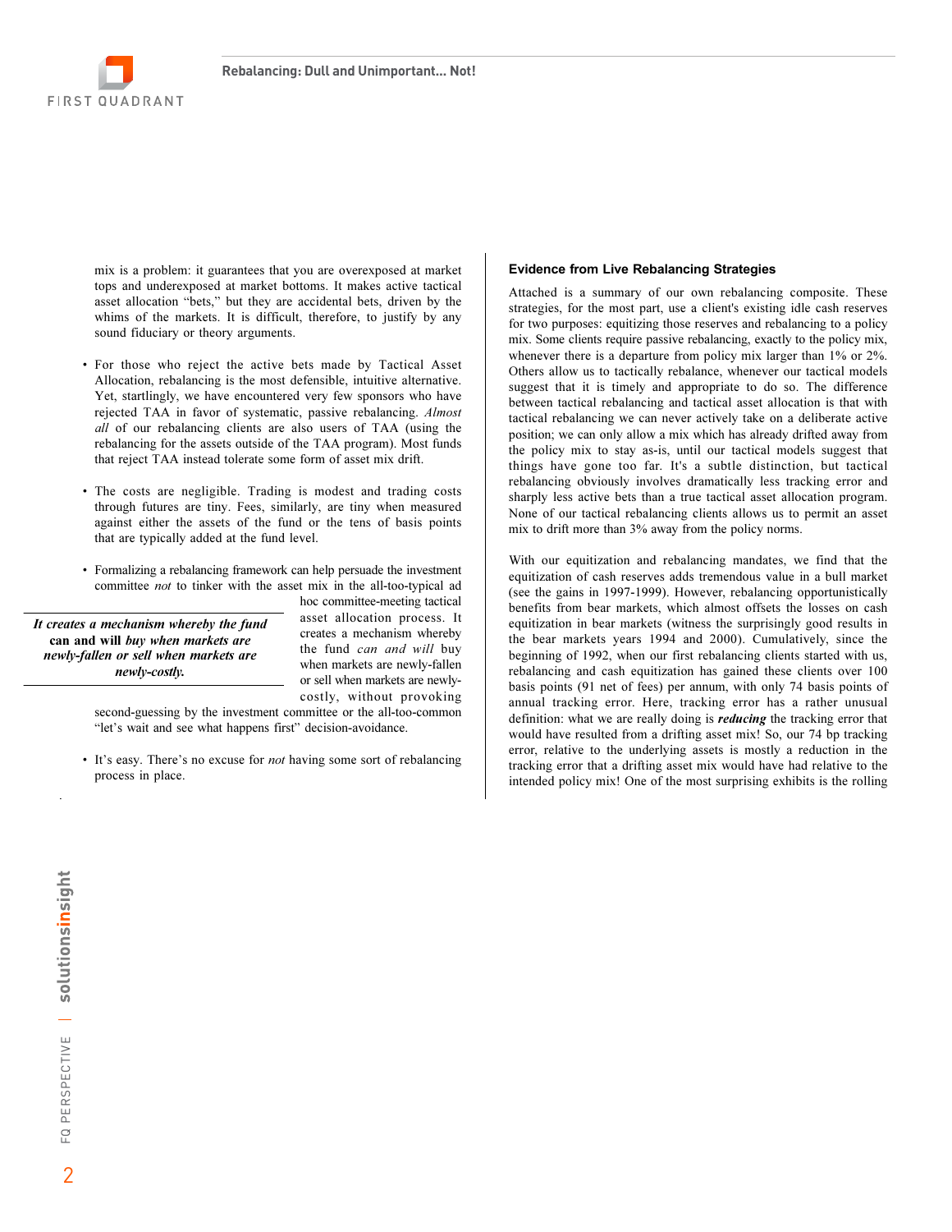mix is a problem: it guarantees that you are overexposed at market tops and underexposed at market bottoms. It makes active tactical asset allocation "bets," but they are accidental bets, driven by the whims of the markets. It is difficult, therefore, to justify by any sound fiduciary or theory arguments.

- For those who reject the active bets made by Tactical Asset Allocation, rebalancing is the most defensible, intuitive alternative. Yet, startlingly, we have encountered very few sponsors who have rejected TAA in favor of systematic, passive rebalancing. *Almost all* of our rebalancing clients are also users of TAA (using the rebalancing for the assets outside of the TAA program). Most funds that reject TAA instead tolerate some form of asset mix drift.

- The costs are negligible. Trading is modest and trading costs through futures are tiny. Fees, similarly, are tiny when measured against either the assets of the fund or the tens of basis points that are typically added at the fund level.

- Formalizing a rebalancing framework can help persuade the investment committee *not* to tinker with the asset mix in the all-too-typical ad hoc committee-meeting tactical asset allocation process. It creates a mechanism whereby the fund *can and will* buy when markets are newly-fallen or sell when markets are newly-costly, without provoking second-guessing by the investment committee or the all-too-common "let's wait and see what happens first" decision-avoidance.

> ***It creates a mechanism whereby the fund* can and will *buy when markets are newly-fallen or sell when markets are newly-costly.***

- It's easy. There's no excuse for *not* having some sort of rebalancing process in place.

### Evidence from Live Rebalancing Strategies

Attached is a summary of our own rebalancing composite. These strategies, for the most part, use a client's existing idle cash reserves for two purposes: equitizing those reserves and rebalancing to a policy mix. Some clients require passive rebalancing, exactly to the policy mix, whenever there is a departure from policy mix larger than 1% or 2%. Others allow us to tactically rebalance, whenever our tactical models suggest that it is timely and appropriate to do so. The difference between tactical rebalancing and tactical asset allocation is that with tactical rebalancing we can never actively take on a deliberate active position; we can only allow a mix which has already drifted away from the policy mix to stay as-is, until our tactical models suggest that things have gone too far. It's a subtle distinction, but tactical rebalancing obviously involves dramatically less tracking error and sharply less active bets than a true tactical asset allocation program. None of our tactical rebalancing clients allows us to permit an asset mix to drift more than 3% away from the policy norms.

With our equitization and rebalancing mandates, we find that the equitization of cash reserves adds tremendous value in a bull market (see the gains in 1997-1999). However, rebalancing opportunistically benefits from bear markets, which almost offsets the losses on cash equitization in bear markets (witness the surprisingly good results in the bear markets years 1994 and 2000). Cumulatively, since the beginning of 1992, when our first rebalancing clients started with us, rebalancing and cash equitization has gained these clients over 100 basis points (91 net of fees) per annum, with only 74 basis points of annual tracking error. Here, tracking error has a rather unusual definition: what we are really doing is ***reducing*** the tracking error that would have resulted from a drifting asset mix! So, our 74 bp tracking error, relative to the underlying assets is mostly a reduction in the tracking error that a drifting asset mix would have had relative to the intended policy mix! One of the most surprising exhibits is the rolling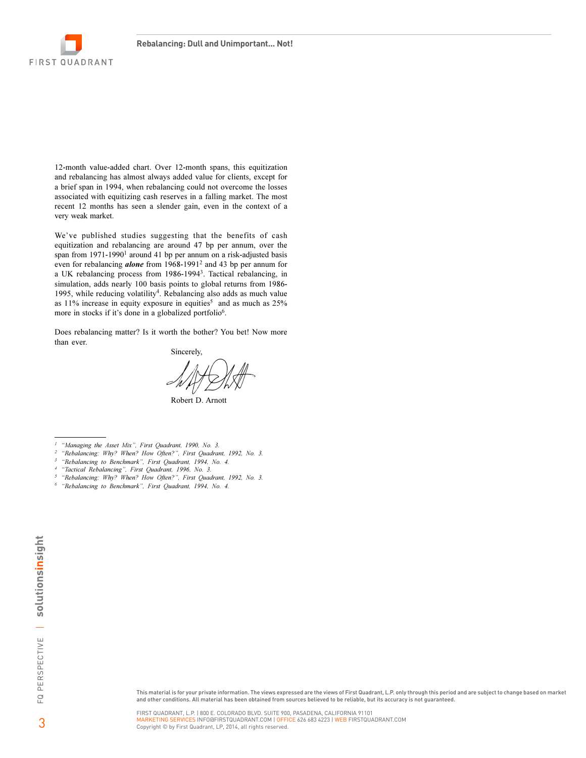12-month value-added chart. Over 12-month spans, this equitization and rebalancing has almost always added value for clients, except for a brief span in 1994, when rebalancing could not overcome the losses associated with equitizing cash reserves in a falling market. The most recent 12 months has seen a slender gain, even in the context of a very weak market.

We've published studies suggesting that the benefits of cash equitization and rebalancing are around 47 bp per annum, over the span from 1971-1990[1] around 41 bp per annum on a risk-adjusted basis even for rebalancing ***alone*** from 1968-1991[2] and 43 bp per annum for a UK rebalancing process from 1986-1994[3]. Tactical rebalancing, in simulation, adds nearly 100 basis points to global returns from 1986-1995, while reducing volatility[4]. Rebalancing also adds as much value as 11% increase in equity exposure in equities[5] and as much as 25% more in stocks if it's done in a globalized portfolio[6].

Does rebalancing matter? Is it worth the bother? You bet! Now more than ever.

Sincerely,

Robert D. Arnott

---

[1] *"Managing the Asset Mix", First Quadrant, 1990, No. 3.*

[2] *"Rebalancing: Why? When? How Often?", First Quadrant, 1992, No. 3.*

[3] *"Rebalancing to Benchmark", First Quadrant, 1994, No. 4.*

[4] *"Tactical Rebalancing", First Quadrant, 1996, No. 3.*

[5] *"Rebalancing: Why? When? How Often?", First Quadrant, 1992, No. 3.*

[6] *"Rebalancing to Benchmark", First Quadrant, 1994, No. 4.*

This material is for your private information. The views expressed are the views of First Quadrant, L.P. only through this period and are subject to change based on market and other conditions. All material has been obtained from sources believed to be reliable, but its accuracy is not guaranteed.

FIRST QUADRANT, L.P. | 800 E. COLORADO BLVD. SUITE 900, PASADENA, CALIFORNIA 91101
MARKETING SERVICES INFO@FIRSTQUADRANT.COM | OFFICE 626 683 4223 | WEB FIRSTQUADRANT.COM
Copyright © by First Quadrant, LP, 2014, all rights reserved.